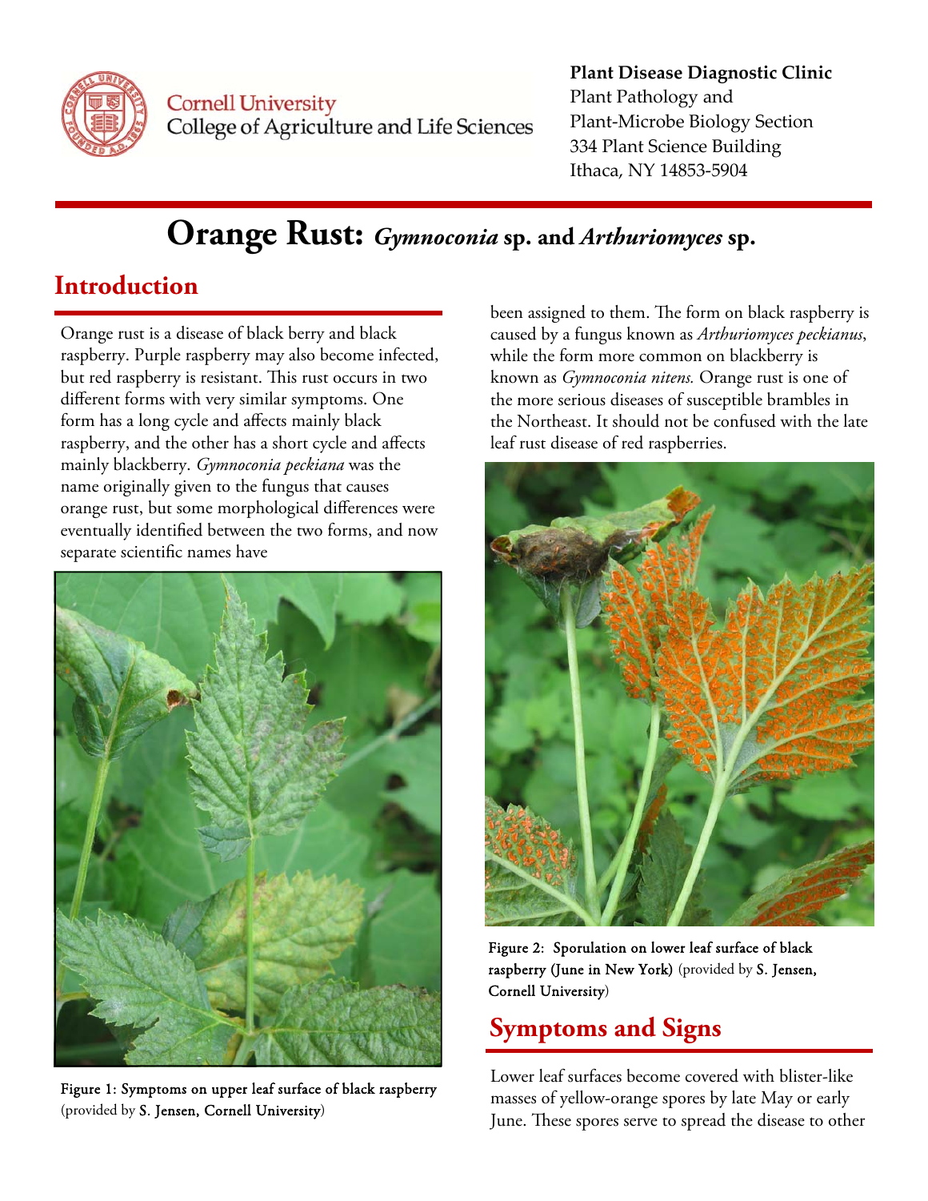Cornell University
College of Agriculture and Life Sciences

**Plant Disease Diagnostic Clinic**
Plant Pathology and
Plant-Microbe Biology Section
334 Plant Science Building
Ithaca, NY 14853-5904

# Orange Rust: *Gymnoconia* sp. and *Arthuriomyces* sp.

## Introduction

Orange rust is a disease of black berry and black raspberry. Purple raspberry may also become infected, but red raspberry is resistant. This rust occurs in two different forms with very similar symptoms. One form has a long cycle and affects mainly black raspberry, and the other has a short cycle and affects mainly blackberry. *Gymnoconia peckiana* was the name originally given to the fungus that causes orange rust, but some morphological differences were eventually identified between the two forms, and now separate scientific names have been assigned to them. The form on black raspberry is caused by a fungus known as *Arthuriomyces peckianus*, while the form more common on blackberry is known as *Gymnoconia nitens.* Orange rust is one of the more serious diseases of susceptible brambles in the Northeast. It should not be confused with the late leaf rust disease of red raspberries.

Figure 1: Symptoms on upper leaf surface of black raspberry (provided by S. Jensen, Cornell University)

Figure 2: Sporulation on lower leaf surface of black raspberry (June in New York) (provided by S. Jensen, Cornell University)

## Symptoms and Signs

Lower leaf surfaces become covered with blister-like masses of yellow-orange spores by late May or early June. These spores serve to spread the disease to other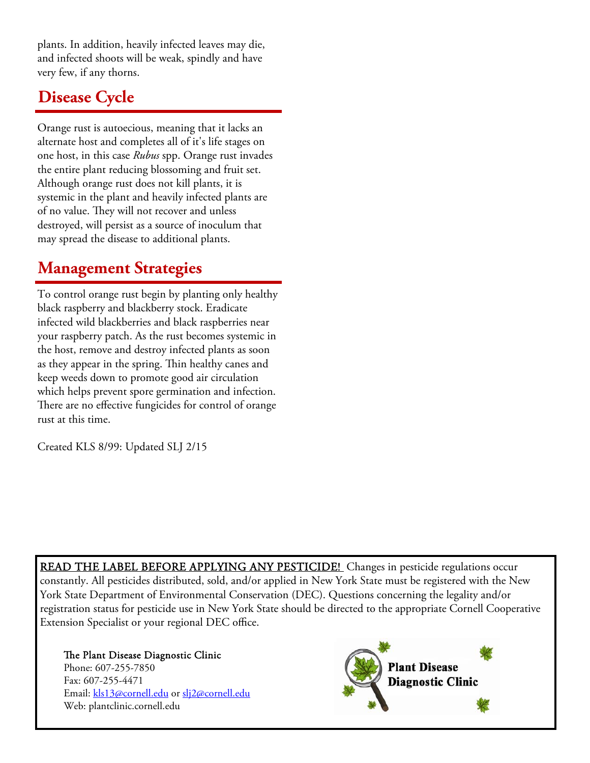plants. In addition, heavily infected leaves may die, and infected shoots will be weak, spindly and have very few, if any thorns.

## Disease Cycle

Orange rust is autoecious, meaning that it lacks an alternate host and completes all of it's life stages on one host, in this case *Rubus* spp. Orange rust invades the entire plant reducing blossoming and fruit set. Although orange rust does not kill plants, it is systemic in the plant and heavily infected plants are of no value. They will not recover and unless destroyed, will persist as a source of inoculum that may spread the disease to additional plants.

## Management Strategies

To control orange rust begin by planting only healthy black raspberry and blackberry stock. Eradicate infected wild blackberries and black raspberries near your raspberry patch. As the rust becomes systemic in the host, remove and destroy infected plants as soon as they appear in the spring. Thin healthy canes and keep weeds down to promote good air circulation which helps prevent spore germination and infection. There are no effective fungicides for control of orange rust at this time.

Created KLS 8/99: Updated SLJ 2/15

READ THE LABEL BEFORE APPLYING ANY PESTICIDE! Changes in pesticide regulations occur constantly. All pesticides distributed, sold, and/or applied in New York State must be registered with the New York State Department of Environmental Conservation (DEC). Questions concerning the legality and/or registration status for pesticide use in New York State should be directed to the appropriate Cornell Cooperative Extension Specialist or your regional DEC office.

The Plant Disease Diagnostic Clinic
Phone: 607-255-7850
Fax: 607-255-4471
Email: kls13@cornell.edu or slj2@cornell.edu
Web: plantclinic.cornell.edu

Plant Disease Diagnostic Clinic